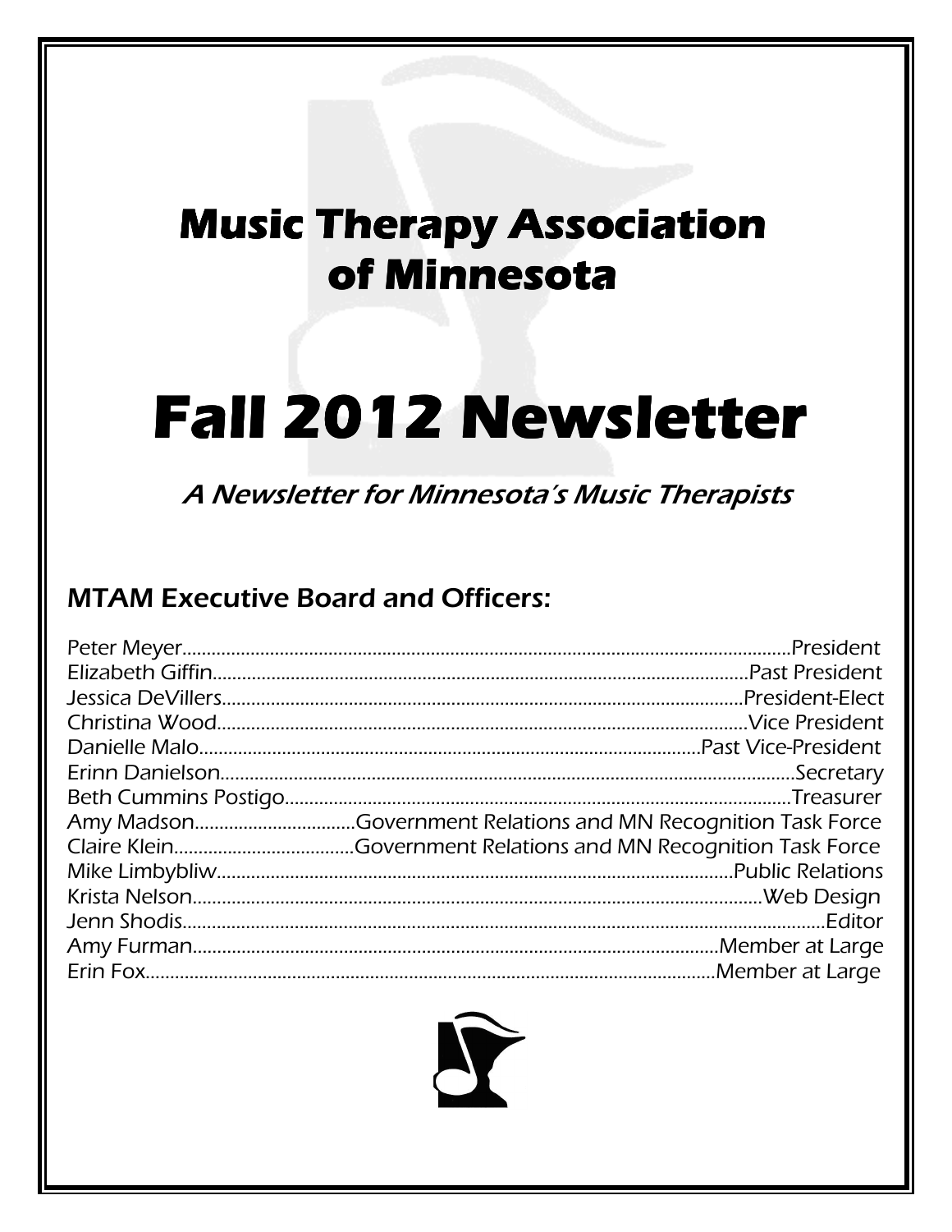# Music Therapy Association of Minnesota

# Fall 2012 Newsletter

*A Newsletter for Minnesota's Music Therapists*

## MTAM Executive Board and Officers:

Peter Meyer........................................................................................................President
Elizabeth Giffin...........................................................................................Past President
Jessica DeVillers.........................................................................................President-Elect
Christina Wood..........................................................................................Vice President
Danielle Malo....................................................................................Past Vice-President
Erinn Danielson..................................................................................................Secretary
Beth Cummins Postigo......................................................................................Treasurer
Amy Madson................................Government Relations and MN Recognition Task Force
Claire Klein...................................Government Relations and MN Recognition Task Force
Mike Limbybliw........................................................................................Public Relations
Krista Nelson..............................................................................................Web Design
Jenn Shodis...............................................................................................................Editor
Amy Furman..........................................................................................Member at Large
Erin Fox................................................................................................Member at Large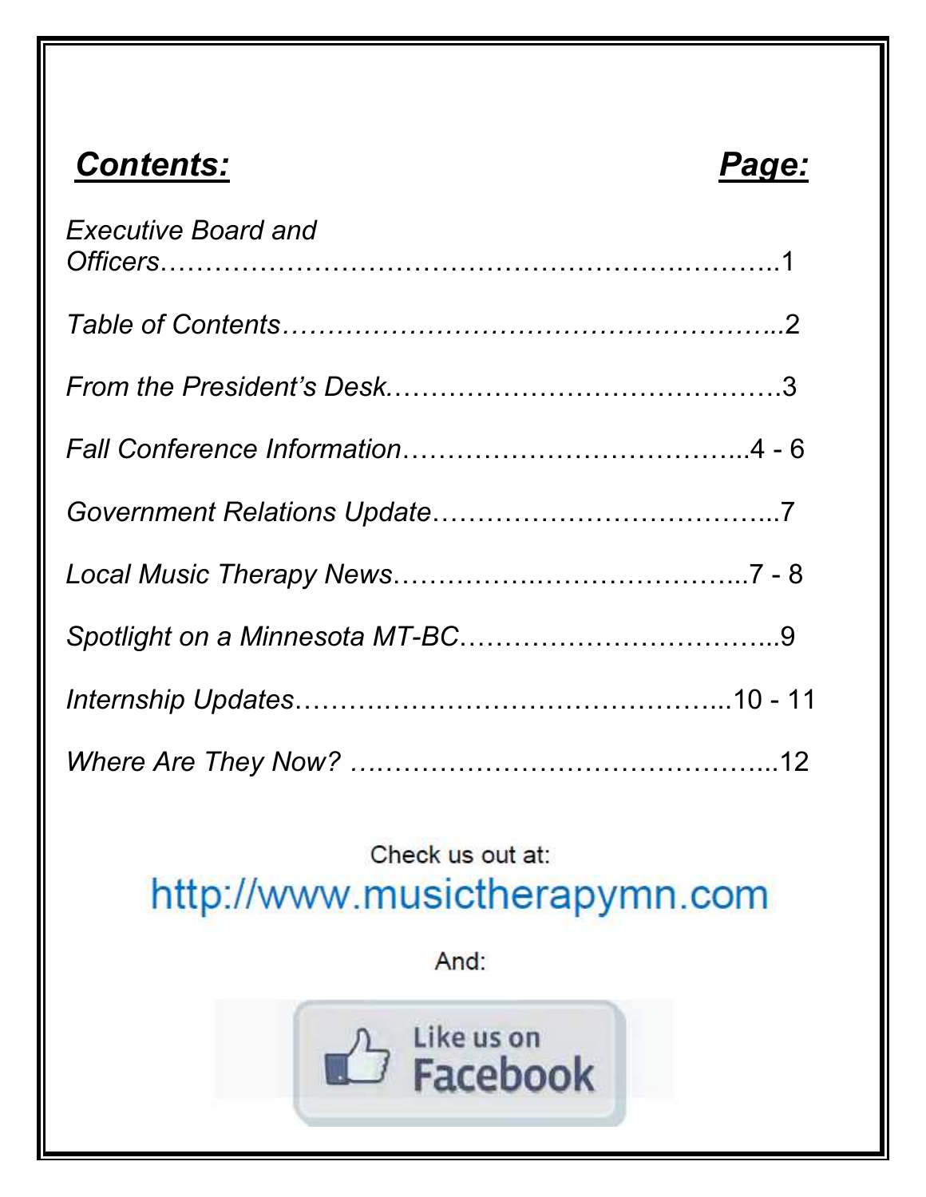| ***Contents:*** | ***Page:*** |
| --- | --- |
| *Executive Board and Officers* | 1 |
| *Table of Contents* | 2 |
| *From the President's Desk* | 3 |
| *Fall Conference Information* | 4 - 6 |
| *Government Relations Update* | 7 |
| *Local Music Therapy News* | 7 - 8 |
| *Spotlight on a Minnesota MT-BC* | 9 |
| *Internship Updates* | 10 - 11 |
| *Where Are They Now?* | 12 |

Check us out at:

http://www.musictherapymn.com

And:

Like us on Facebook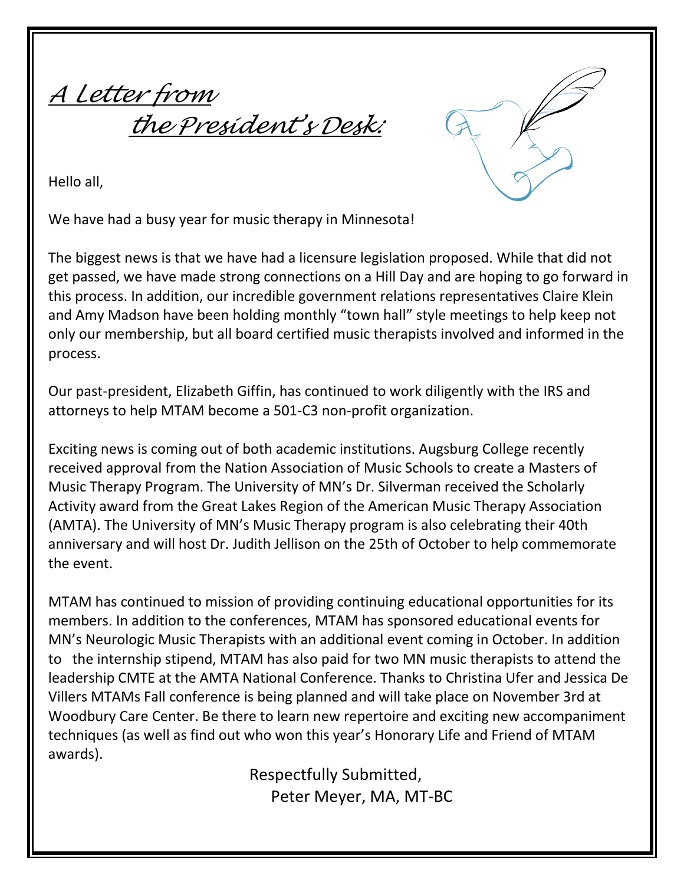# *A Letter from the President's Desk:*

Hello all,

We have had a busy year for music therapy in Minnesota!

The biggest news is that we have had a licensure legislation proposed. While that did not get passed, we have made strong connections on a Hill Day and are hoping to go forward in this process. In addition, our incredible government relations representatives Claire Klein and Amy Madson have been holding monthly "town hall" style meetings to help keep not only our membership, but all board certified music therapists involved and informed in the process.

Our past-president, Elizabeth Giffin, has continued to work diligently with the IRS and attorneys to help MTAM become a 501-C3 non-profit organization.

Exciting news is coming out of both academic institutions. Augsburg College recently received approval from the Nation Association of Music Schools to create a Masters of Music Therapy Program. The University of MN's Dr. Silverman received the Scholarly Activity award from the Great Lakes Region of the American Music Therapy Association (AMTA). The University of MN's Music Therapy program is also celebrating their 40th anniversary and will host Dr. Judith Jellison on the 25th of October to help commemorate the event.

MTAM has continued to mission of providing continuing educational opportunities for its members. In addition to the conferences, MTAM has sponsored educational events for MN's Neurologic Music Therapists with an additional event coming in October. In addition to the internship stipend, MTAM has also paid for two MN music therapists to attend the leadership CMTE at the AMTA National Conference. Thanks to Christina Ufer and Jessica De Villers MTAMs Fall conference is being planned and will take place on November 3rd at Woodbury Care Center. Be there to learn new repertoire and exciting new accompaniment techniques (as well as find out who won this year's Honorary Life and Friend of MTAM awards).

Respectfully Submitted,
Peter Meyer, MA, MT-BC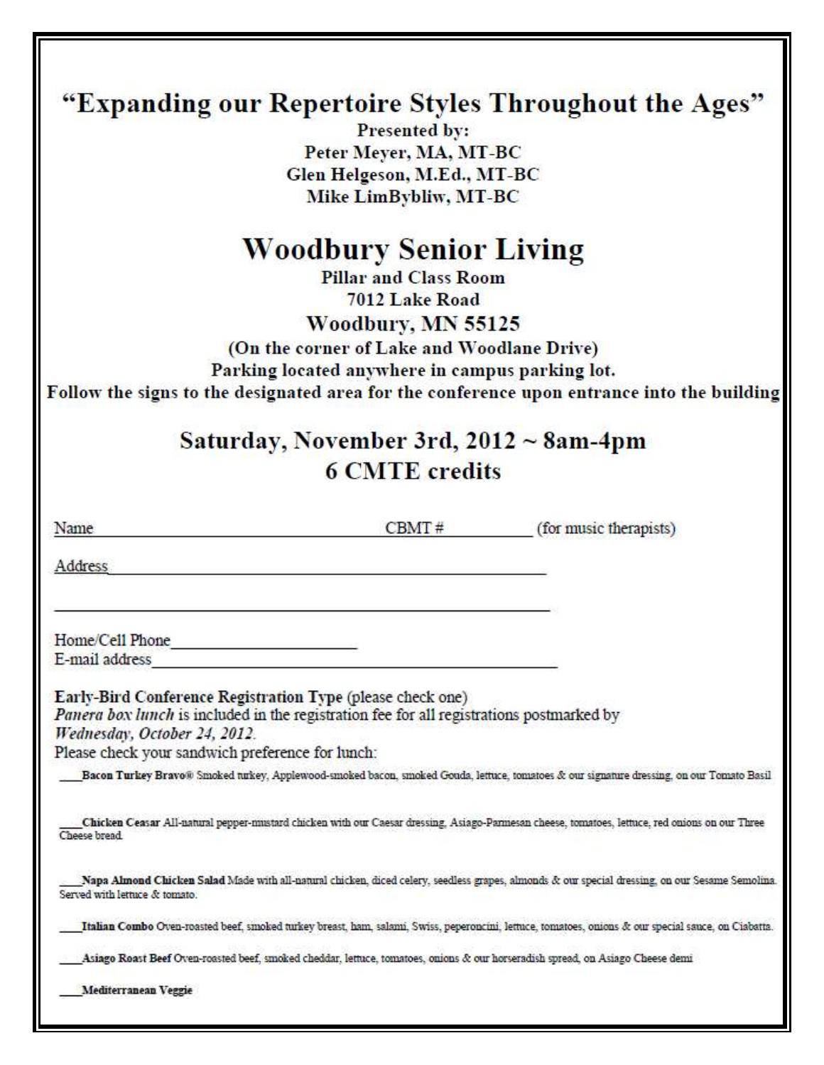# "Expanding our Repertoire Styles Throughout the Ages"

**Presented by:**
**Peter Meyer, MA, MT-BC**
**Glen Helgeson, M.Ed., MT-BC**
**Mike LimBybliw, MT-BC**

## Woodbury Senior Living

**Pillar and Class Room**
**7012 Lake Road**
**Woodbury, MN 55125**
**(On the corner of Lake and Woodlane Drive)**
**Parking located anywhere in campus parking lot.**
**Follow the signs to the designated area for the conference upon entrance into the building**

## Saturday, November 3rd, 2012 ~ 8am-4pm
## 6 CMTE credits

Name ______________________________ CBMT # __________ (for music therapists)

Address ______________________________________________

______________________________________________

Home/Cell Phone ____________________
E-mail address ______________________________________________

**Early-Bird Conference Registration Type** (please check one)
*Panera box lunch* is included in the registration fee for all registrations postmarked by *Wednesday, October 24, 2012.*
Please check your sandwich preference for lunch:

____**Bacon Turkey Bravo®** Smoked turkey, Applewood-smoked bacon, smoked Gouda, lettuce, tomatoes & our signature dressing, on our Tomato Basil

____**Chicken Ceasar** All-natural pepper-mustard chicken with our Caesar dressing, Asiago-Parmesan cheese, tomatoes, lettuce, red onions on our Three Cheese bread.

____**Napa Almond Chicken Salad** Made with all-natural chicken, diced celery, seedless grapes, almonds & our special dressing, on our Sesame Semolina. Served with lettuce & tomato.

____**Italian Combo** Oven-roasted beef, smoked turkey breast, ham, salami, Swiss, peperoncini, lettuce, tomatoes, onions & our special sauce, on Ciabatta.

____**Asiago Roast Beef** Oven-roasted beef, smoked cheddar, lettuce, tomatoes, onions & our horseradish spread, on Asiago Cheese demi

____**Mediterranean Veggie**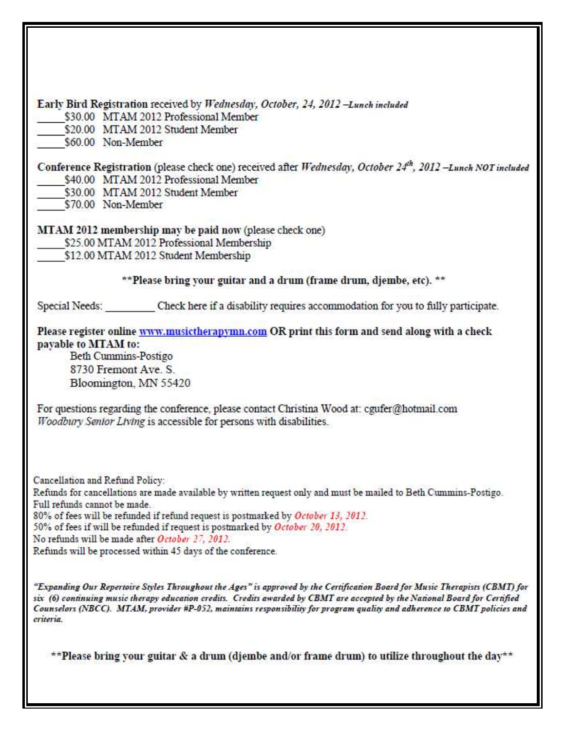**Early Bird Registration** received by *Wednesday, October, 24, 2012* –***Lunch included***

_____$30.00 MTAM 2012 Professional Member
_____$20.00 MTAM 2012 Student Member
_____$60.00 Non-Member

**Conference Registration** (please check one) received after *Wednesday, October 24th, 2012* –***Lunch NOT included***

_____$40.00 MTAM 2012 Professional Member
_____$30.00 MTAM 2012 Student Member
_____$70.00 Non-Member

**MTAM 2012 membership may be paid now** (please check one)

_____$25.00 MTAM 2012 Professional Membership
_____$12.00 MTAM 2012 Student Membership

**\*\*Please bring your guitar and a drum (frame drum, djembe, etc). \*\***

Special Needs: _________ Check here if a disability requires accommodation for you to fully participate.

**Please register online www.musictherapymn.com OR print this form and send along with a check payable to MTAM to:**

Beth Cummins-Postigo
8730 Fremont Ave. S.
Bloomington, MN 55420

For questions regarding the conference, please contact Christina Wood at: cgufer@hotmail.com
*Woodbury Senior Living* is accessible for persons with disabilities.

Cancellation and Refund Policy:
Refunds for cancellations are made available by written request only and must be mailed to Beth Cummins-Postigo.
Full refunds cannot be made.
80% of fees will be refunded if refund request is postmarked by *October 13, 2012.*
50% of fees if will be refunded if request is postmarked by *October 20, 2012.*
No refunds will be made after *October 27, 2012.*
Refunds will be processed within 45 days of the conference.

***"Expanding Our Repertoire Styles Throughout the Ages" is approved by the Certification Board for Music Therapists (CBMT) for six (6) continuing music therapy education credits. Credits awarded by CBMT are accepted by the National Board for Certified Counselors (NBCC). MTAM, provider #P-052, maintains responsibility for program quality and adherence to CBMT policies and criteria.***

**\*\*Please bring your guitar & a drum (djembe and/or frame drum) to utilize throughout the day\*\***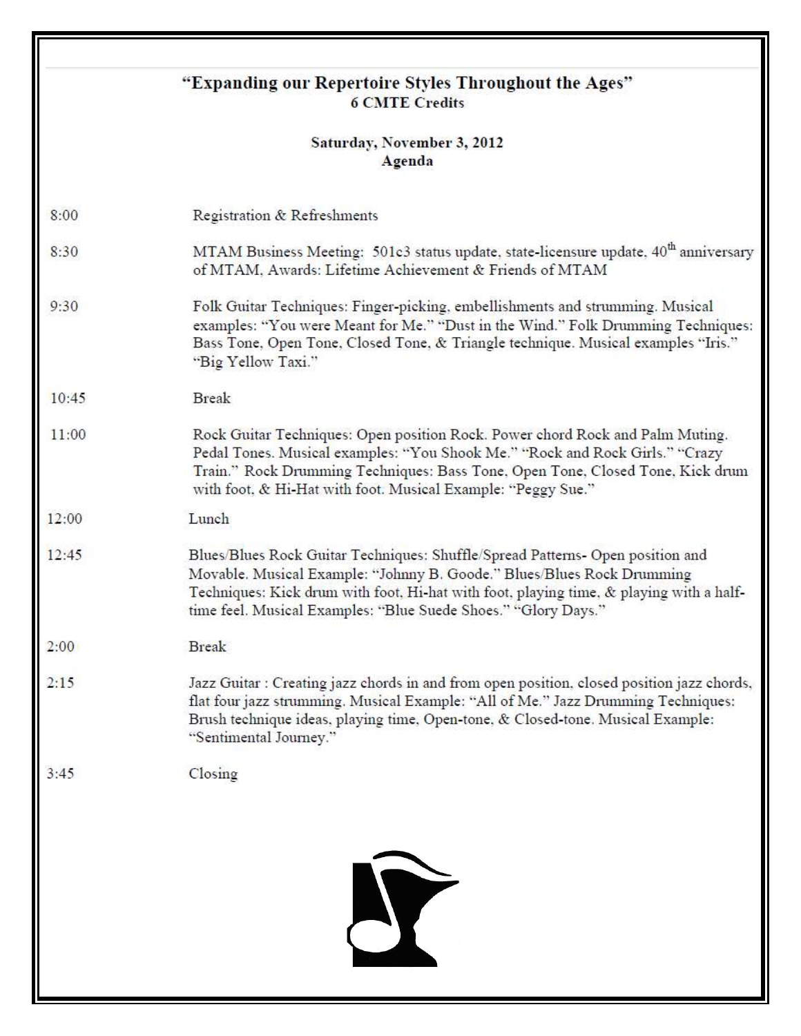## "Expanding our Repertoire Styles Throughout the Ages"

**6 CMTE Credits**

**Saturday, November 3, 2012**
**Agenda**

| | |
|---|---|
| 8:00 | Registration & Refreshments |
| 8:30 | MTAM Business Meeting: 501c3 status update, state-licensure update, 40th anniversary of MTAM, Awards: Lifetime Achievement & Friends of MTAM |
| 9:30 | Folk Guitar Techniques: Finger-picking, embellishments and strumming. Musical examples: "You were Meant for Me." "Dust in the Wind." Folk Drumming Techniques: Bass Tone, Open Tone, Closed Tone, & Triangle technique. Musical examples "Iris." "Big Yellow Taxi." |
| 10:45 | Break |
| 11:00 | Rock Guitar Techniques: Open position Rock. Power chord Rock and Palm Muting. Pedal Tones. Musical examples: "You Shook Me." "Rock and Rock Girls." "Crazy Train." Rock Drumming Techniques: Bass Tone, Open Tone, Closed Tone, Kick drum with foot, & Hi-Hat with foot. Musical Example: "Peggy Sue." |
| 12:00 | Lunch |
| 12:45 | Blues/Blues Rock Guitar Techniques: Shuffle/Spread Patterns- Open position and Movable. Musical Example: "Johnny B. Goode." Blues/Blues Rock Drumming Techniques: Kick drum with foot, Hi-hat with foot, playing time, & playing with a half-time feel. Musical Examples: "Blue Suede Shoes." "Glory Days." |
| 2:00 | Break |
| 2:15 | Jazz Guitar : Creating jazz chords in and from open position, closed position jazz chords, flat four jazz strumming. Musical Example: "All of Me." Jazz Drumming Techniques: Brush technique ideas, playing time, Open-tone, & Closed-tone. Musical Example: "Sentimental Journey." |
| 3:45 | Closing |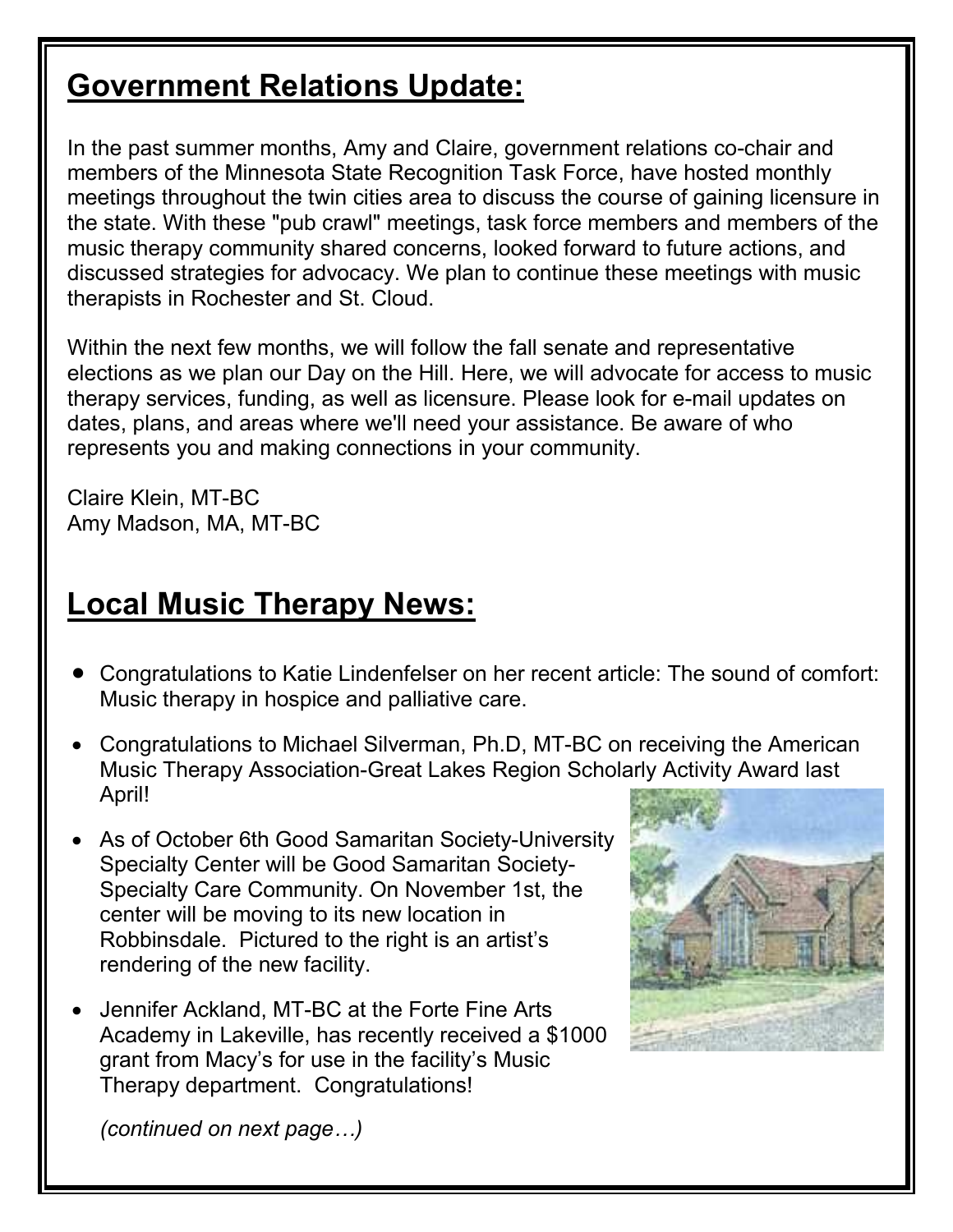## Government Relations Update:

In the past summer months, Amy and Claire, government relations co-chair and members of the Minnesota State Recognition Task Force, have hosted monthly meetings throughout the twin cities area to discuss the course of gaining licensure in the state. With these "pub crawl" meetings, task force members and members of the music therapy community shared concerns, looked forward to future actions, and discussed strategies for advocacy. We plan to continue these meetings with music therapists in Rochester and St. Cloud.

Within the next few months, we will follow the fall senate and representative elections as we plan our Day on the Hill. Here, we will advocate for access to music therapy services, funding, as well as licensure. Please look for e-mail updates on dates, plans, and areas where we'll need your assistance. Be aware of who represents you and making connections in your community.

Claire Klein, MT-BC
Amy Madson, MA, MT-BC

## Local Music Therapy News:

- Congratulations to Katie Lindenfelser on her recent article: The sound of comfort: Music therapy in hospice and palliative care.
- Congratulations to Michael Silverman, Ph.D, MT-BC on receiving the American Music Therapy Association-Great Lakes Region Scholarly Activity Award last April!
- As of October 6th Good Samaritan Society-University Specialty Center will be Good Samaritan Society-Specialty Care Community. On November 1st, the center will be moving to its new location in Robbinsdale. Pictured to the right is an artist's rendering of the new facility.
- Jennifer Ackland, MT-BC at the Forte Fine Arts Academy in Lakeville, has recently received a $1000 grant from Macy's for use in the facility's Music Therapy department. Congratulations!

*(continued on next page…)*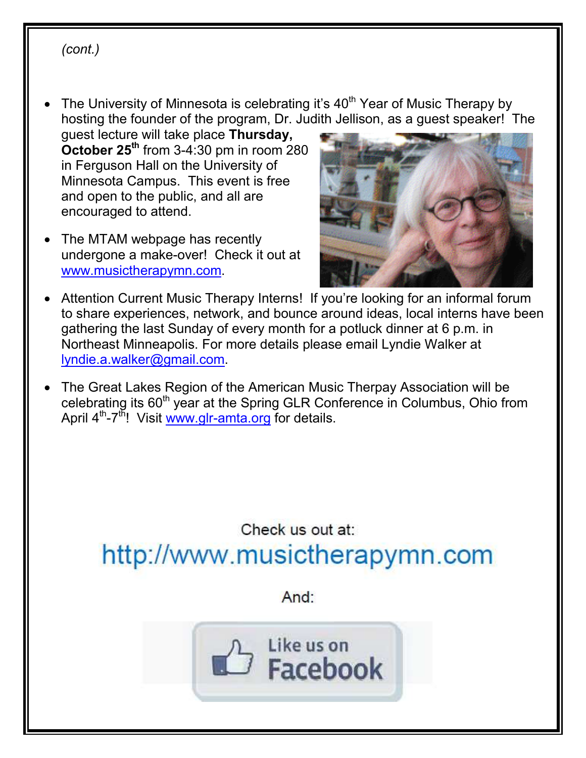*(cont.)*

- The University of Minnesota is celebrating it's 40th Year of Music Therapy by hosting the founder of the program, Dr. Judith Jellison, as a guest speaker! The guest lecture will take place **Thursday, October 25th** from 3-4:30 pm in room 280 in Ferguson Hall on the University of Minnesota Campus. This event is free and open to the public, and all are encouraged to attend.
- The MTAM webpage has recently undergone a make-over! Check it out at www.musictherapymn.com.
- Attention Current Music Therapy Interns! If you're looking for an informal forum to share experiences, network, and bounce around ideas, local interns have been gathering the last Sunday of every month for a potluck dinner at 6 p.m. in Northeast Minneapolis. For more details please email Lyndie Walker at lyndie.a.walker@gmail.com.
- The Great Lakes Region of the American Music Therpay Association will be celebrating its 60th year at the Spring GLR Conference in Columbus, Ohio from April 4th-7th! Visit www.glr-amta.org for details.

Check us out at:

http://www.musictherapymn.com

And:

Like us on Facebook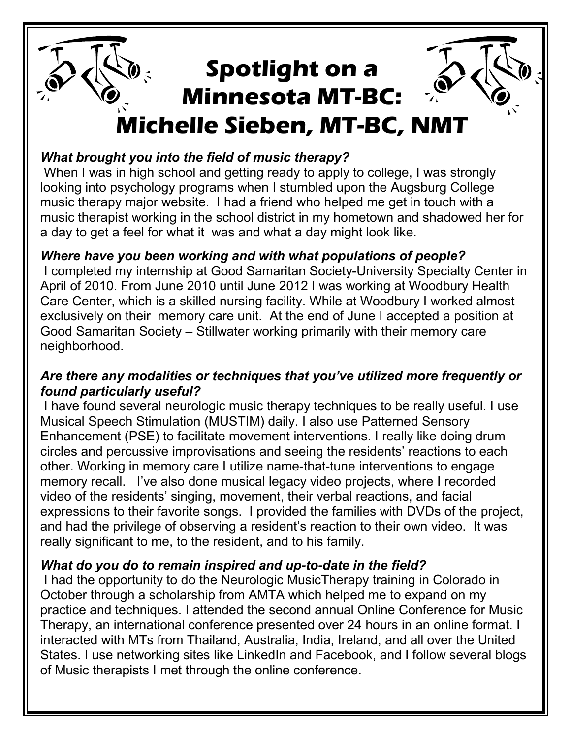# Spotlight on a Minnesota MT-BC: Michelle Sieben, MT-BC, NMT

***What brought you into the field of music therapy?***

When I was in high school and getting ready to apply to college, I was strongly looking into psychology programs when I stumbled upon the Augsburg College music therapy major website. I had a friend who helped me get in touch with a music therapist working in the school district in my hometown and shadowed her for a day to get a feel for what it was and what a day might look like.

***Where have you been working and with what populations of people?***

I completed my internship at Good Samaritan Society-University Specialty Center in April of 2010. From June 2010 until June 2012 I was working at Woodbury Health Care Center, which is a skilled nursing facility. While at Woodbury I worked almost exclusively on their memory care unit. At the end of June I accepted a position at Good Samaritan Society – Stillwater working primarily with their memory care neighborhood.

***Are there any modalities or techniques that you've utilized more frequently or found particularly useful?***

I have found several neurologic music therapy techniques to be really useful. I use Musical Speech Stimulation (MUSTIM) daily. I also use Patterned Sensory Enhancement (PSE) to facilitate movement interventions. I really like doing drum circles and percussive improvisations and seeing the residents' reactions to each other. Working in memory care I utilize name-that-tune interventions to engage memory recall. I've also done musical legacy video projects, where I recorded video of the residents' singing, movement, their verbal reactions, and facial expressions to their favorite songs. I provided the families with DVDs of the project, and had the privilege of observing a resident's reaction to their own video. It was really significant to me, to the resident, and to his family.

***What do you do to remain inspired and up-to-date in the field?***

I had the opportunity to do the Neurologic MusicTherapy training in Colorado in October through a scholarship from AMTA which helped me to expand on my practice and techniques. I attended the second annual Online Conference for Music Therapy, an international conference presented over 24 hours in an online format. I interacted with MTs from Thailand, Australia, India, Ireland, and all over the United States. I use networking sites like LinkedIn and Facebook, and I follow several blogs of Music therapists I met through the online conference.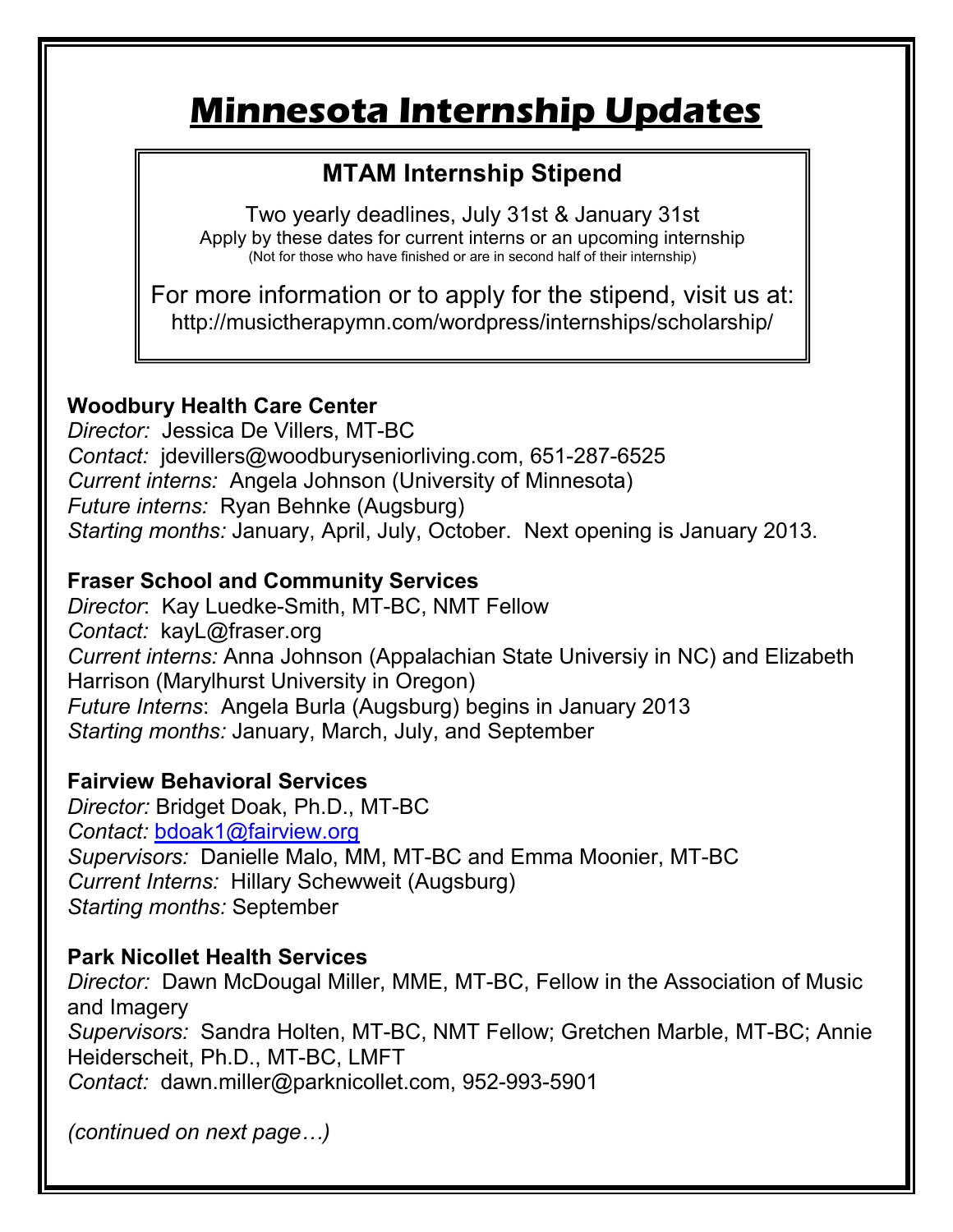# Minnesota Internship Updates

## MTAM Internship Stipend

Two yearly deadlines, July 31st & January 31st
Apply by these dates for current interns or an upcoming internship
(Not for those who have finished or are in second half of their internship)

For more information or to apply for the stipend, visit us at:
http://musictherapymn.com/wordpress/internships/scholarship/

**Woodbury Health Care Center**
*Director:* Jessica De Villers, MT-BC
*Contact:* jdevillers@woodburyseniorliving.com, 651-287-6525
*Current interns:* Angela Johnson (University of Minnesota)
*Future interns:* Ryan Behnke (Augsburg)
*Starting months:* January, April, July, October. Next opening is January 2013.

**Fraser School and Community Services**
*Director*: Kay Luedke-Smith, MT-BC, NMT Fellow
*Contact:* kayL@fraser.org
*Current interns:* Anna Johnson (Appalachian State Universiy in NC) and Elizabeth Harrison (Marylhurst University in Oregon)
*Future Interns*: Angela Burla (Augsburg) begins in January 2013
*Starting months:* January, March, July, and September

**Fairview Behavioral Services**
*Director:* Bridget Doak, Ph.D., MT-BC
*Contact:* bdoak1@fairview.org
*Supervisors:* Danielle Malo, MM, MT-BC and Emma Moonier, MT-BC
*Current Interns:* Hillary Schewweit (Augsburg)
*Starting months:* September

**Park Nicollet Health Services**
*Director:* Dawn McDougal Miller, MME, MT-BC, Fellow in the Association of Music and Imagery
*Supervisors:* Sandra Holten, MT-BC, NMT Fellow; Gretchen Marble, MT-BC; Annie Heiderscheit, Ph.D., MT-BC, LMFT
*Contact:* dawn.miller@parknicollet.com, 952-993-5901

*(continued on next page…)*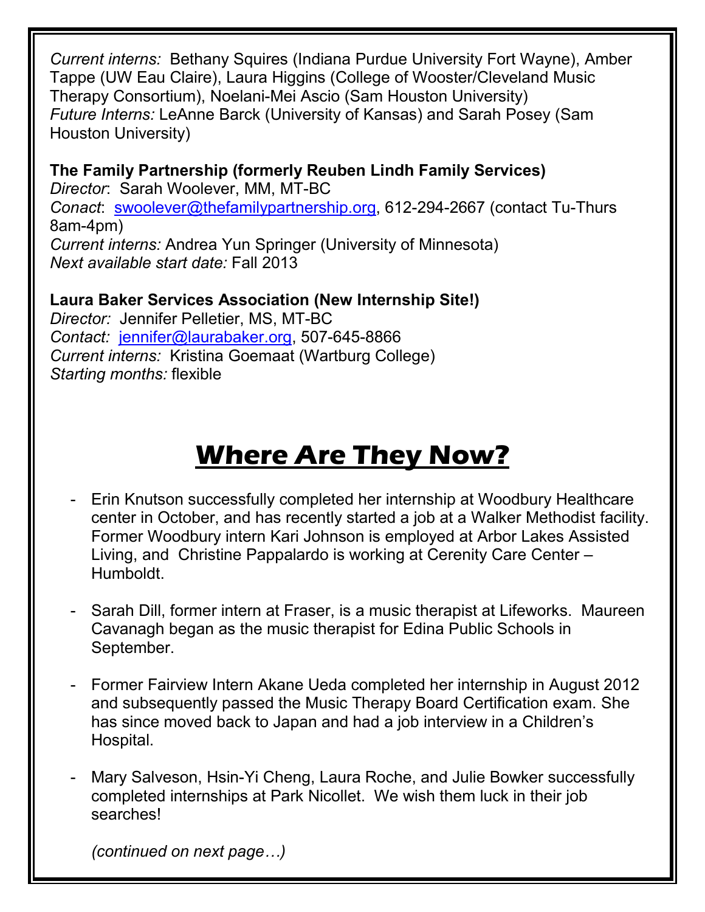*Current interns:* Bethany Squires (Indiana Purdue University Fort Wayne), Amber Tappe (UW Eau Claire), Laura Higgins (College of Wooster/Cleveland Music Therapy Consortium), Noelani-Mei Ascio (Sam Houston University)
*Future Interns:* LeAnne Barck (University of Kansas) and Sarah Posey (Sam Houston University)

**The Family Partnership (formerly Reuben Lindh Family Services)**
*Director*: Sarah Woolever, MM, MT-BC
*Conact*: swoolever@thefamilypartnership.org, 612-294-2667 (contact Tu-Thurs 8am-4pm)
*Current interns:* Andrea Yun Springer (University of Minnesota)
*Next available start date:* Fall 2013

**Laura Baker Services Association (New Internship Site!)**
*Director:* Jennifer Pelletier, MS, MT-BC
*Contact:* jennifer@laurabaker.org, 507-645-8866
*Current interns:* Kristina Goemaat (Wartburg College)
*Starting months:* flexible

# Where Are They Now?

- Erin Knutson successfully completed her internship at Woodbury Healthcare center in October, and has recently started a job at a Walker Methodist facility. Former Woodbury intern Kari Johnson is employed at Arbor Lakes Assisted Living, and Christine Pappalardo is working at Cerenity Care Center – Humboldt.

- Sarah Dill, former intern at Fraser, is a music therapist at Lifeworks. Maureen Cavanagh began as the music therapist for Edina Public Schools in September.

- Former Fairview Intern Akane Ueda completed her internship in August 2012 and subsequently passed the Music Therapy Board Certification exam. She has since moved back to Japan and had a job interview in a Children's Hospital.

- Mary Salveson, Hsin-Yi Cheng, Laura Roche, and Julie Bowker successfully completed internships at Park Nicollet. We wish them luck in their job searches!

*(continued on next page…)*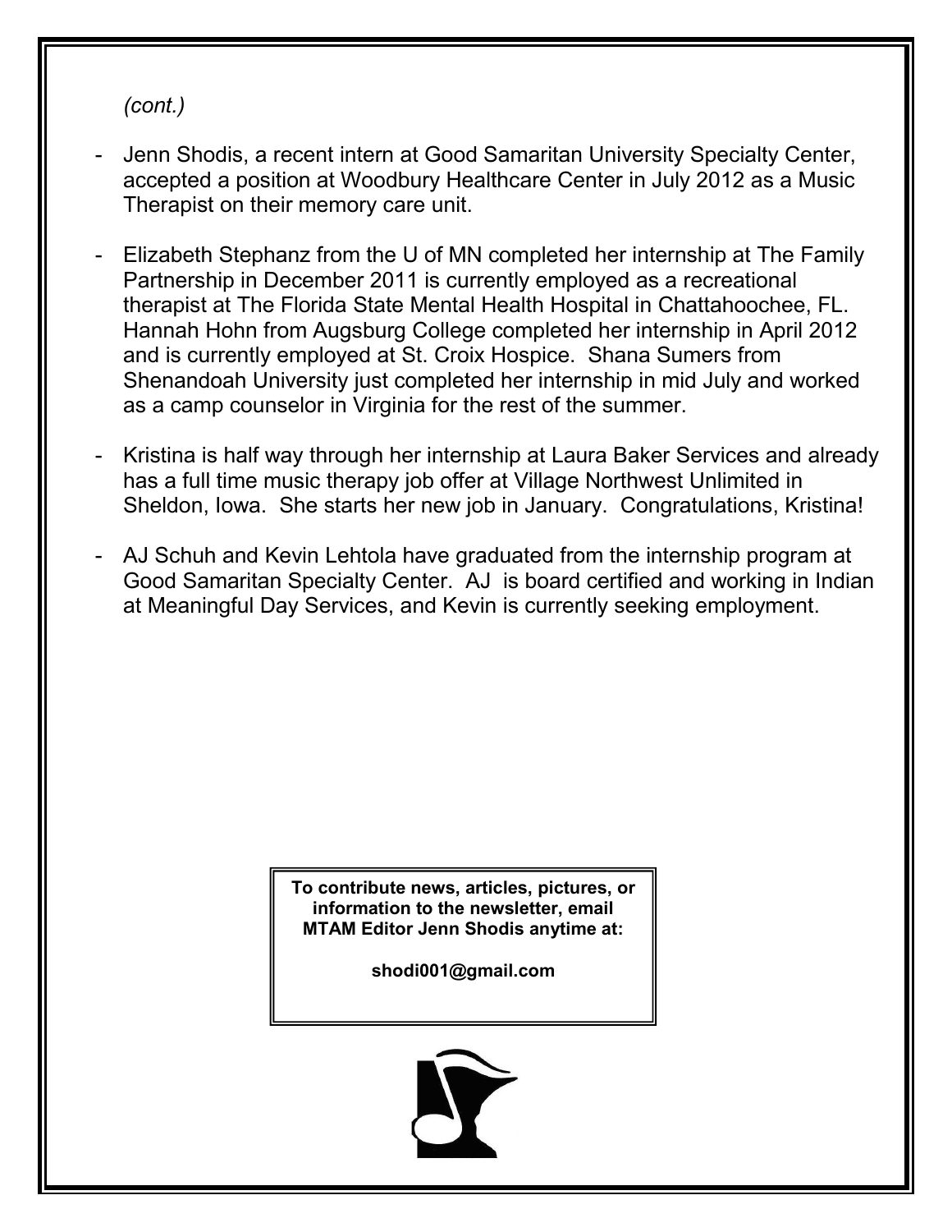*(cont.)*

- Jenn Shodis, a recent intern at Good Samaritan University Specialty Center, accepted a position at Woodbury Healthcare Center in July 2012 as a Music Therapist on their memory care unit.

- Elizabeth Stephanz from the U of MN completed her internship at The Family Partnership in December 2011 is currently employed as a recreational therapist at The Florida State Mental Health Hospital in Chattahoochee, FL. Hannah Hohn from Augsburg College completed her internship in April 2012 and is currently employed at St. Croix Hospice. Shana Sumers from Shenandoah University just completed her internship in mid July and worked as a camp counselor in Virginia for the rest of the summer.

- Kristina is half way through her internship at Laura Baker Services and already has a full time music therapy job offer at Village Northwest Unlimited in Sheldon, Iowa. She starts her new job in January. Congratulations, Kristina!

- AJ Schuh and Kevin Lehtola have graduated from the internship program at Good Samaritan Specialty Center. AJ is board certified and working in Indian at Meaningful Day Services, and Kevin is currently seeking employment.

**To contribute news, articles, pictures, or information to the newsletter, email MTAM Editor Jenn Shodis anytime at:**

**shodi001@gmail.com**